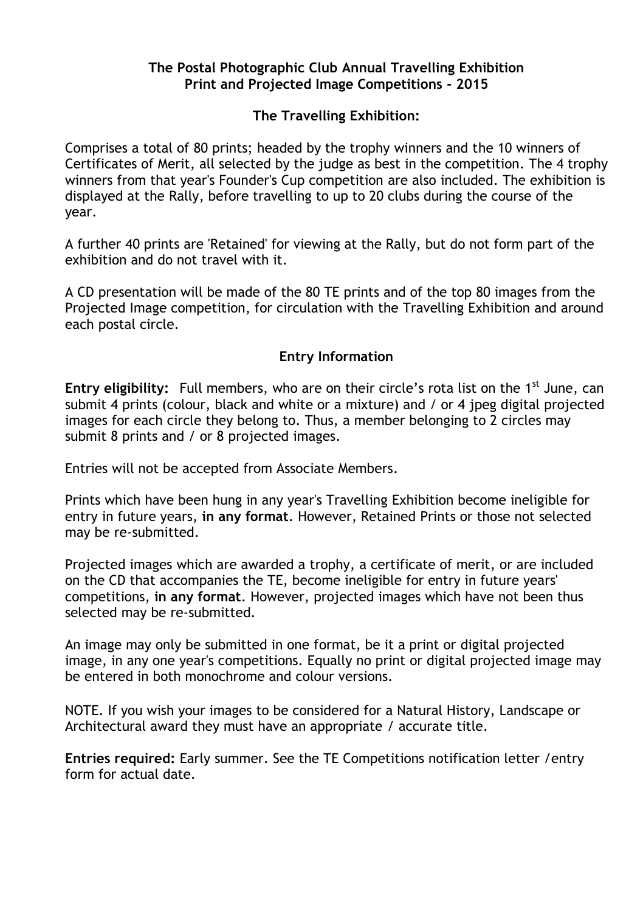# The Postal Photographic Club Annual Travelling Exhibition
# Print and Projected Image Competitions - 2015

## The Travelling Exhibition:

Comprises a total of 80 prints; headed by the trophy winners and the 10 winners of Certificates of Merit, all selected by the judge as best in the competition. The 4 trophy winners from that year's Founder's Cup competition are also included. The exhibition is displayed at the Rally, before travelling to up to 20 clubs during the course of the year.

A further 40 prints are 'Retained' for viewing at the Rally, but do not form part of the exhibition and do not travel with it.

A CD presentation will be made of the 80 TE prints and of the top 80 images from the Projected Image competition, for circulation with the Travelling Exhibition and around each postal circle.

## Entry Information

**Entry eligibility:** Full members, who are on their circle's rota list on the 1st June, can submit 4 prints (colour, black and white or a mixture) and / or 4 jpeg digital projected images for each circle they belong to. Thus, a member belonging to 2 circles may submit 8 prints and / or 8 projected images.

Entries will not be accepted from Associate Members.

Prints which have been hung in any year's Travelling Exhibition become ineligible for entry in future years, **in any format**. However, Retained Prints or those not selected may be re-submitted.

Projected images which are awarded a trophy, a certificate of merit, or are included on the CD that accompanies the TE, become ineligible for entry in future years' competitions, **in any format**. However, projected images which have not been thus selected may be re-submitted.

An image may only be submitted in one format, be it a print or digital projected image, in any one year's competitions. Equally no print or digital projected image may be entered in both monochrome and colour versions.

NOTE. If you wish your images to be considered for a Natural History, Landscape or Architectural award they must have an appropriate / accurate title.

**Entries required:** Early summer. See the TE Competitions notification letter /entry form for actual date.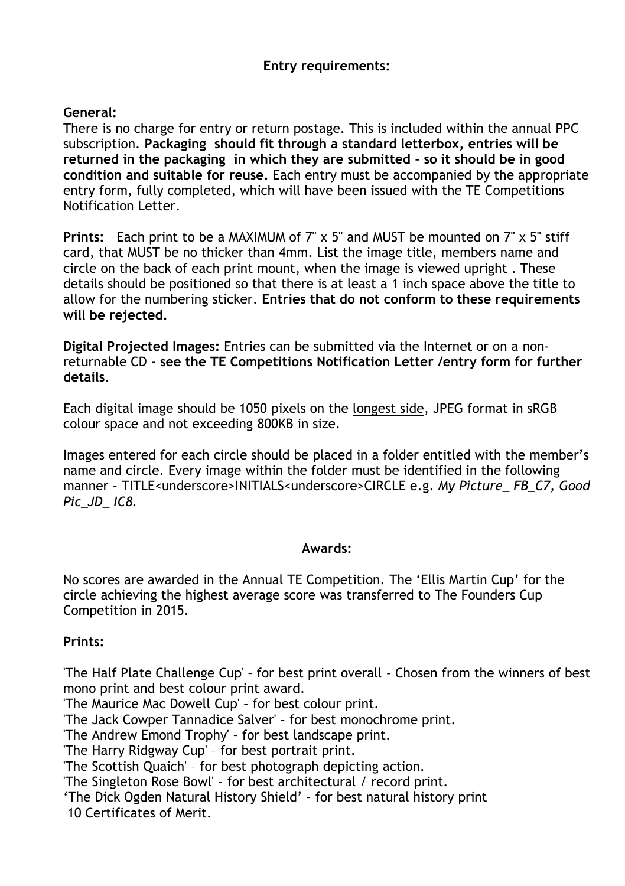## Entry requirements:

**General:**
There is no charge for entry or return postage. This is included within the annual PPC subscription. **Packaging should fit through a standard letterbox, entries will be returned in the packaging in which they are submitted - so it should be in good condition and suitable for reuse.** Each entry must be accompanied by the appropriate entry form, fully completed, which will have been issued with the TE Competitions Notification Letter.

**Prints:** Each print to be a MAXIMUM of 7" x 5" and MUST be mounted on 7" x 5" stiff card, that MUST be no thicker than 4mm. List the image title, members name and circle on the back of each print mount, when the image is viewed upright . These details should be positioned so that there is at least a 1 inch space above the title to allow for the numbering sticker. **Entries that do not conform to these requirements will be rejected.**

**Digital Projected Images:** Entries can be submitted via the Internet or on a non-returnable CD - **see the TE Competitions Notification Letter /entry form for further details**.

Each digital image should be 1050 pixels on the <u>longest side</u>, JPEG format in sRGB colour space and not exceeding 800KB in size.

Images entered for each circle should be placed in a folder entitled with the member's name and circle. Every image within the folder must be identified in the following manner – TITLE<underscore>INITIALS<underscore>CIRCLE e.g. *My Picture_ FB_C7, Good Pic_JD_ IC8.*

## Awards:

No scores are awarded in the Annual TE Competition. The 'Ellis Martin Cup' for the circle achieving the highest average score was transferred to The Founders Cup Competition in 2015.

**Prints:**

'The Half Plate Challenge Cup' – for best print overall - Chosen from the winners of best mono print and best colour print award.
'The Maurice Mac Dowell Cup' – for best colour print.
'The Jack Cowper Tannadice Salver' – for best monochrome print.
'The Andrew Emond Trophy' – for best landscape print.
'The Harry Ridgway Cup' – for best portrait print.
'The Scottish Quaich' – for best photograph depicting action.
'The Singleton Rose Bowl' – for best architectural / record print.
'The Dick Ogden Natural History Shield' – for best natural history print
10 Certificates of Merit.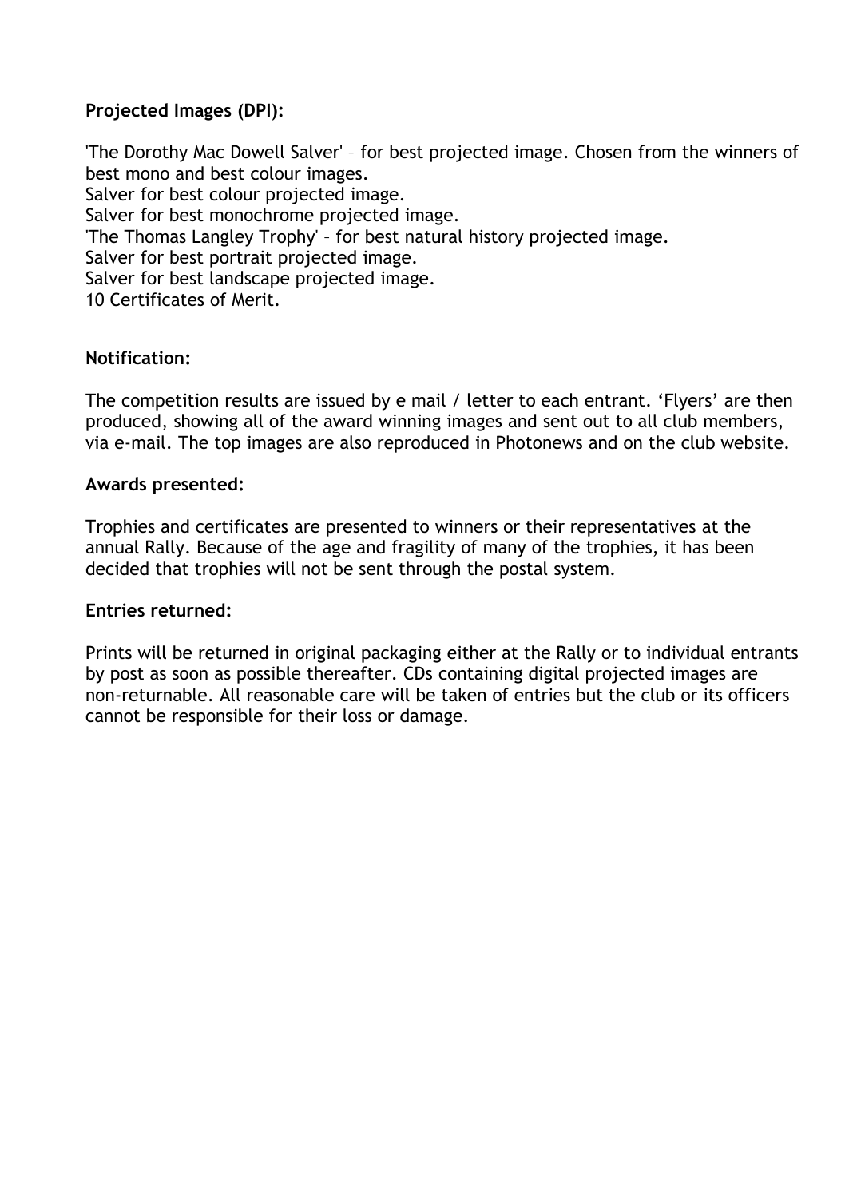**Projected Images (DPI):**

'The Dorothy Mac Dowell Salver' – for best projected image. Chosen from the winners of best mono and best colour images.
Salver for best colour projected image.
Salver for best monochrome projected image.
'The Thomas Langley Trophy' – for best natural history projected image.
Salver for best portrait projected image.
Salver for best landscape projected image.
10 Certificates of Merit.

**Notification:**

The competition results are issued by e mail / letter to each entrant. 'Flyers' are then produced, showing all of the award winning images and sent out to all club members, via e-mail. The top images are also reproduced in Photonews and on the club website.

**Awards presented:**

Trophies and certificates are presented to winners or their representatives at the annual Rally. Because of the age and fragility of many of the trophies, it has been decided that trophies will not be sent through the postal system.

**Entries returned:**

Prints will be returned in original packaging either at the Rally or to individual entrants by post as soon as possible thereafter. CDs containing digital projected images are non-returnable. All reasonable care will be taken of entries but the club or its officers cannot be responsible for their loss or damage.